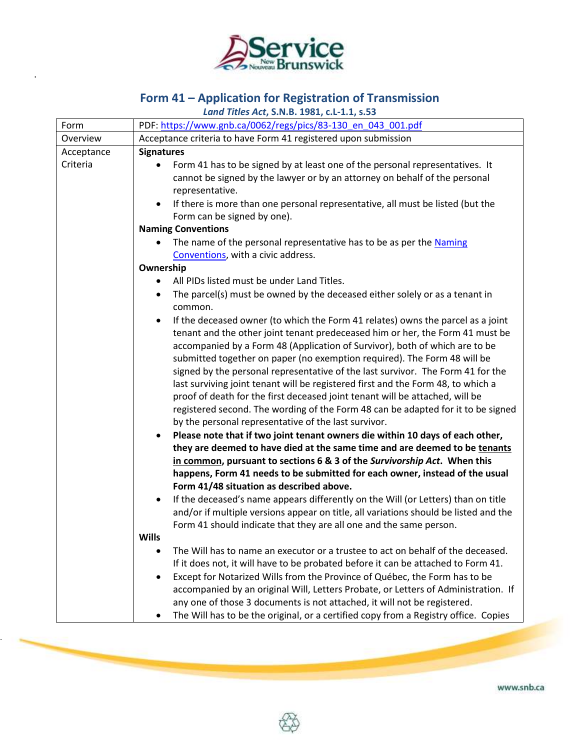# Form 41 – Application for Registration of Transmission

***Land Titles Act*, S.N.B. 1981, c.L-1.1, s.53**

| Form | PDF: https://www.gnb.ca/0062/regs/pics/83-130_en_043_001.pdf |
|---|---|
| Overview | Acceptance criteria to have Form 41 registered upon submission |
| Acceptance Criteria | **Signatures**<br>• Form 41 has to be signed by at least one of the personal representatives. It cannot be signed by the lawyer or by an attorney on behalf of the personal representative.<br>• If there is more than one personal representative, all must be listed (but the Form can be signed by one).<br>**Naming Conventions**<br>• The name of the personal representative has to be as per the Naming Conventions, with a civic address.<br>**Ownership**<br>• All PIDs listed must be under Land Titles.<br>• The parcel(s) must be owned by the deceased either solely or as a tenant in common.<br>• If the deceased owner (to which the Form 41 relates) owns the parcel as a joint tenant and the other joint tenant predeceased him or her, the Form 41 must be accompanied by a Form 48 (Application of Survivor), both of which are to be submitted together on paper (no exemption required). The Form 48 will be signed by the personal representative of the last survivor. The Form 41 for the last surviving joint tenant will be registered first and the Form 48, to which a proof of death for the first deceased joint tenant will be attached, will be registered second. The wording of the Form 48 can be adapted for it to be signed by the personal representative of the last survivor.<br>• **Please note that if two joint tenant owners die within 10 days of each other, they are deemed to have died at the same time and are deemed to be tenants in common, pursuant to sections 6 & 3 of the *Survivorship Act*. When this happens, Form 41 needs to be submitted for each owner, instead of the usual Form 41/48 situation as described above.**<br>• If the deceased's name appears differently on the Will (or Letters) than on title and/or if multiple versions appear on title, all variations should be listed and the Form 41 should indicate that they are all one and the same person.<br>**Wills**<br>• The Will has to name an executor or a trustee to act on behalf of the deceased. If it does not, it will have to be probated before it can be attached to Form 41.<br>• Except for Notarized Wills from the Province of Québec, the Form has to be accompanied by an original Will, Letters Probate, or Letters of Administration. If any one of those 3 documents is not attached, it will not be registered.<br>• The Will has to be the original, or a certified copy from a Registry office. Copies |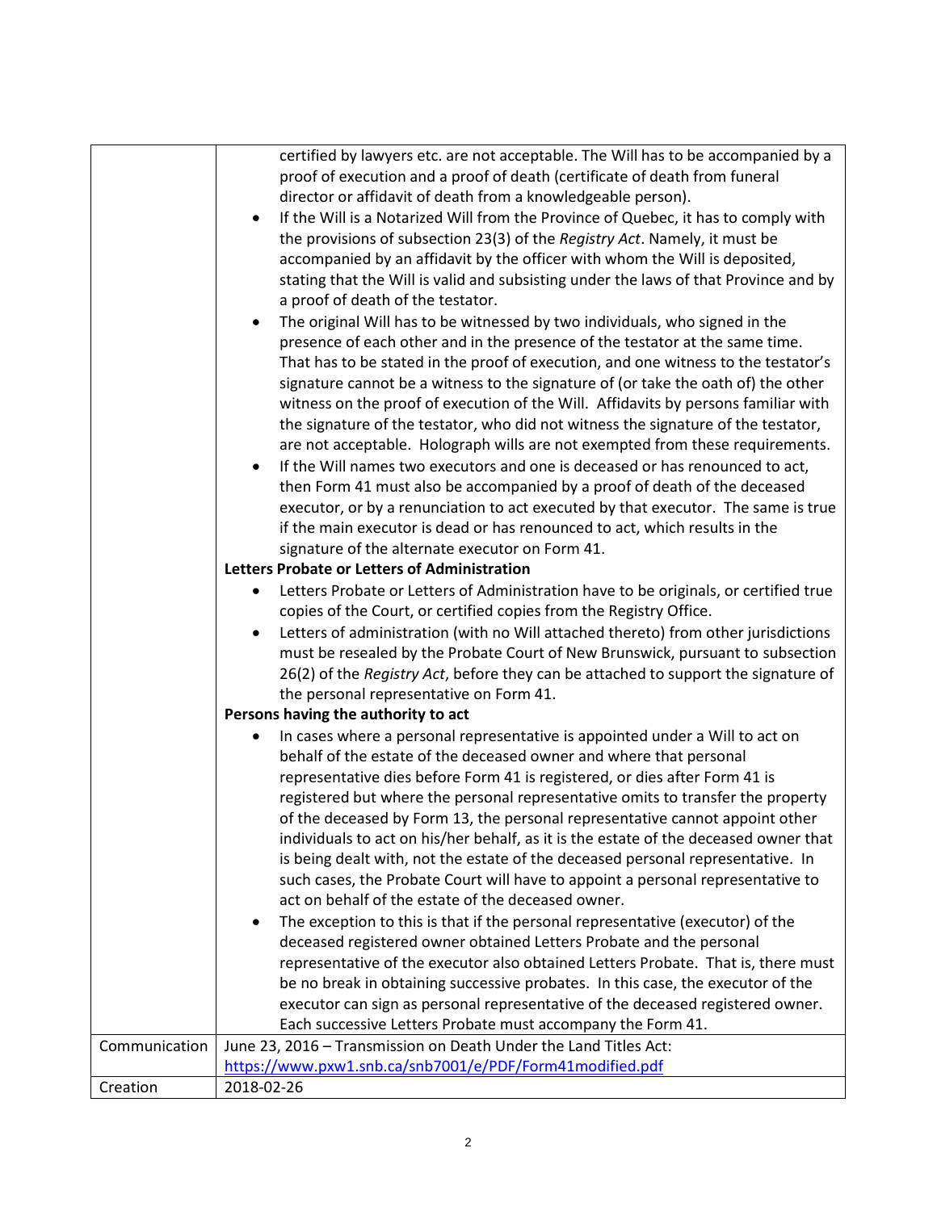| | |
|---|---|
| | certified by lawyers etc. are not acceptable. The Will has to be accompanied by a proof of execution and a proof of death (certificate of death from funeral director or affidavit of death from a knowledgeable person).<br>• If the Will is a Notarized Will from the Province of Quebec, it has to comply with the provisions of subsection 23(3) of the *Registry Act*. Namely, it must be accompanied by an affidavit by the officer with whom the Will is deposited, stating that the Will is valid and subsisting under the laws of that Province and by a proof of death of the testator.<br>• The original Will has to be witnessed by two individuals, who signed in the presence of each other and in the presence of the testator at the same time. That has to be stated in the proof of execution, and one witness to the testator's signature cannot be a witness to the signature of (or take the oath of) the other witness on the proof of execution of the Will. Affidavits by persons familiar with the signature of the testator, who did not witness the signature of the testator, are not acceptable. Holograph wills are not exempted from these requirements.<br>• If the Will names two executors and one is deceased or has renounced to act, then Form 41 must also be accompanied by a proof of death of the deceased executor, or by a renunciation to act executed by that executor. The same is true if the main executor is dead or has renounced to act, which results in the signature of the alternate executor on Form 41.<br>**Letters Probate or Letters of Administration**<br>• Letters Probate or Letters of Administration have to be originals, or certified true copies of the Court, or certified copies from the Registry Office.<br>• Letters of administration (with no Will attached thereto) from other jurisdictions must be resealed by the Probate Court of New Brunswick, pursuant to subsection 26(2) of the *Registry Act*, before they can be attached to support the signature of the personal representative on Form 41.<br>**Persons having the authority to act**<br>• In cases where a personal representative is appointed under a Will to act on behalf of the estate of the deceased owner and where that personal representative dies before Form 41 is registered, or dies after Form 41 is registered but where the personal representative omits to transfer the property of the deceased by Form 13, the personal representative cannot appoint other individuals to act on his/her behalf, as it is the estate of the deceased owner that is being dealt with, not the estate of the deceased personal representative. In such cases, the Probate Court will have to appoint a personal representative to act on behalf of the estate of the deceased owner.<br>• The exception to this is that if the personal representative (executor) of the deceased registered owner obtained Letters Probate and the personal representative of the executor also obtained Letters Probate. That is, there must be no break in obtaining successive probates. In this case, the executor of the executor can sign as personal representative of the deceased registered owner. Each successive Letters Probate must accompany the Form 41. |
| Communication | June 23, 2016 – Transmission on Death Under the Land Titles Act: https://www.pxw1.snb.ca/snb7001/e/PDF/Form41modified.pdf |
| Creation | 2018-02-26 |